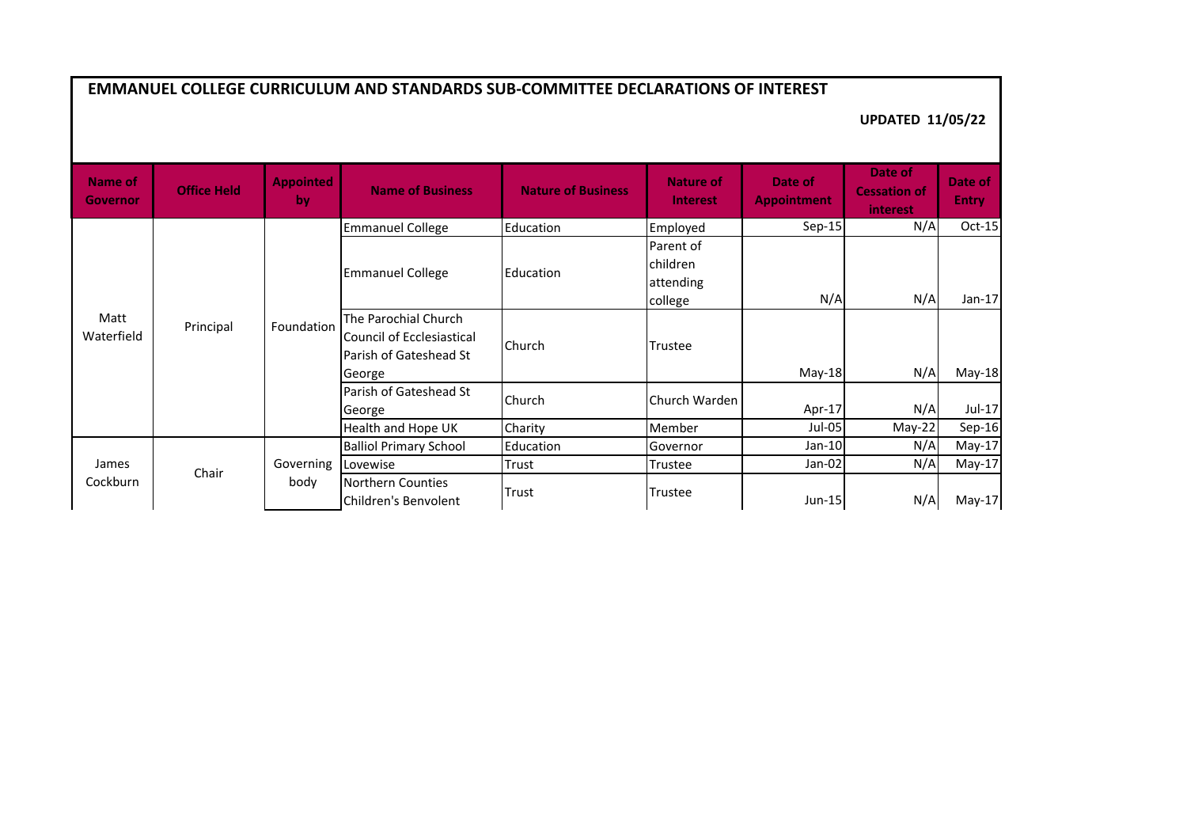# EMMANUEL COLLEGE CURRICULUM AND STANDARDS SUB-COMMITTEE DECLARATIONS OF INTEREST

**UPDATED 11/05/22**

| Name of Governor | Office Held | Appointed by | Name of Business | Nature of Business | Nature of Interest | Date of Appointment | Date of Cessation of interest | Date of Entry |
|---|---|---|---|---|---|---|---|---|
| Matt Waterfield | Principal | Foundation | Emmanuel College | Education | Employed | Sep-15 | N/A | Oct-15 |
| | | | Emmanuel College | Education | Parent of children attending college | N/A | N/A | Jan-17 |
| | | | The Parochial Church Council of Ecclesiastical Parish of Gateshead St George | Church | Trustee | May-18 | N/A | May-18 |
| | | | Parish of Gateshead St George | Church | Church Warden | Apr-17 | N/A | Jul-17 |
| | | | Health and Hope UK | Charity | Member | Jul-05 | May-22 | Sep-16 |
| James Cockburn | Chair | Governing body | Balliol Primary School | Education | Governor | Jan-10 | N/A | May-17 |
| | | | Lovewise | Trust | Trustee | Jan-02 | N/A | May-17 |
| | | | Northern Counties Children's Benvolent | Trust | Trustee | Jun-15 | N/A | May-17 |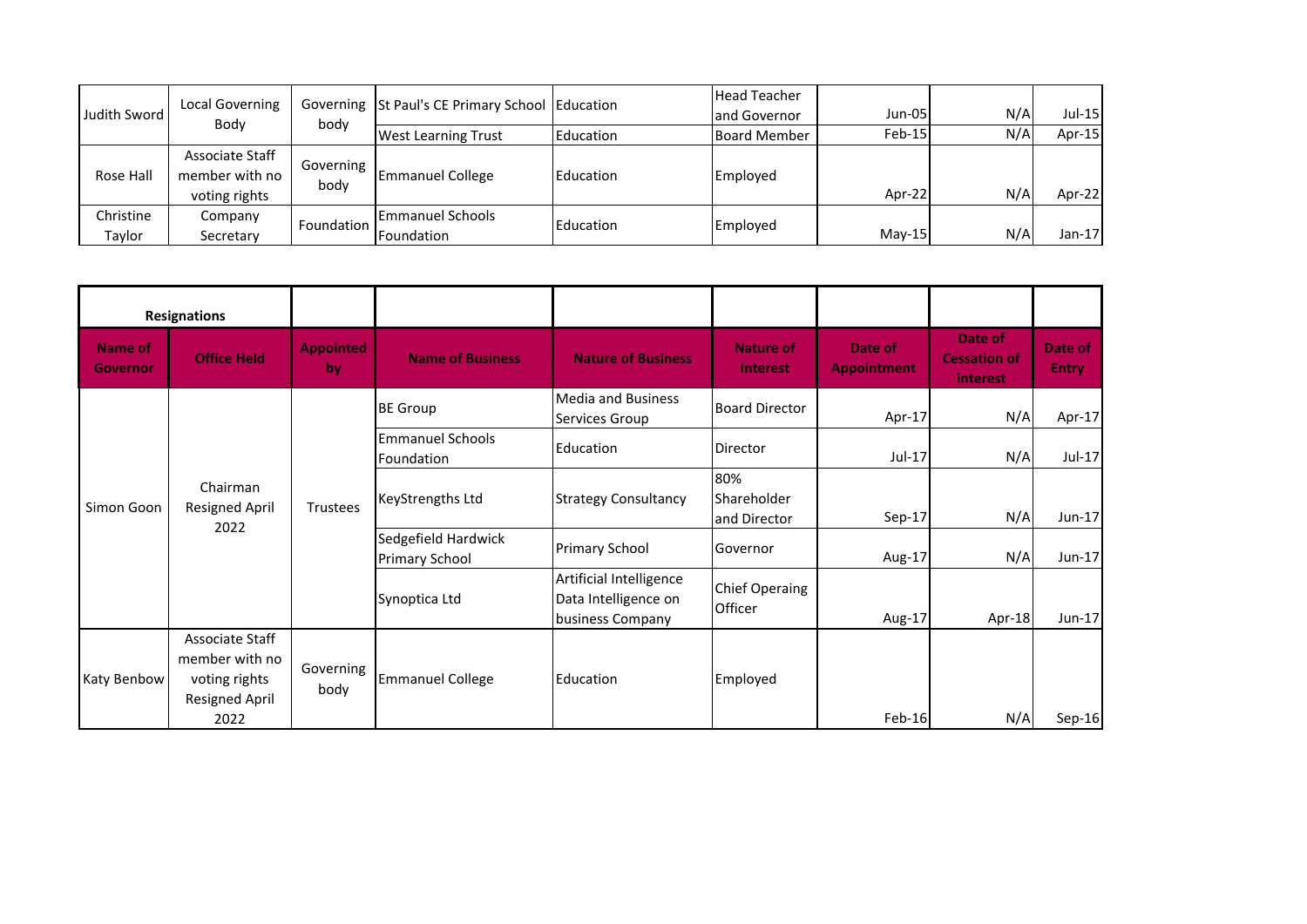| | | | | | | | | |
|---|---|---|---|---|---|---|---|---|
| Judith Sword | Local Governing Body | Governing body | St Paul's CE Primary School | Education | Head Teacher and Governor | Jun-05 | N/A | Jul-15 |
| | | | West Learning Trust | Education | Board Member | Feb-15 | N/A | Apr-15 |
| Rose Hall | Associate Staff member with no voting rights | Governing body | Emmanuel College | Education | Employed | Apr-22 | N/A | Apr-22 |
| Christine Taylor | Company Secretary | Foundation | Emmanuel Schools Foundation | Education | Employed | May-15 | N/A | Jan-17 |

| **Resignations** | | | | | | | | |
|---|---|---|---|---|---|---|---|---|
| **Name of Governor** | **Office Held** | **Appointed by** | **Name of Business** | **Nature of Business** | **Nature of Interest** | **Date of Appointment** | **Date of Cessation of interest** | **Date of Entry** |
| Simon Goon | Chairman Resigned April 2022 | Trustees | BE Group | Media and Business Services Group | Board Director | Apr-17 | N/A | Apr-17 |
| | | | Emmanuel Schools Foundation | Education | Director | Jul-17 | N/A | Jul-17 |
| | | | KeyStrengths Ltd | Strategy Consultancy | 80% Shareholder and Director | Sep-17 | N/A | Jun-17 |
| | | | Sedgefield Hardwick Primary School | Primary School | Governor | Aug-17 | N/A | Jun-17 |
| | | | Synoptica Ltd | Artificial Intelligence Data Intelligence on business Company | Chief Operaing Officer | Aug-17 | Apr-18 | Jun-17 |
| Katy Benbow | Associate Staff member with no voting rights Resigned April 2022 | Governing body | Emmanuel College | Education | Employed | Feb-16 | N/A | Sep-16 |